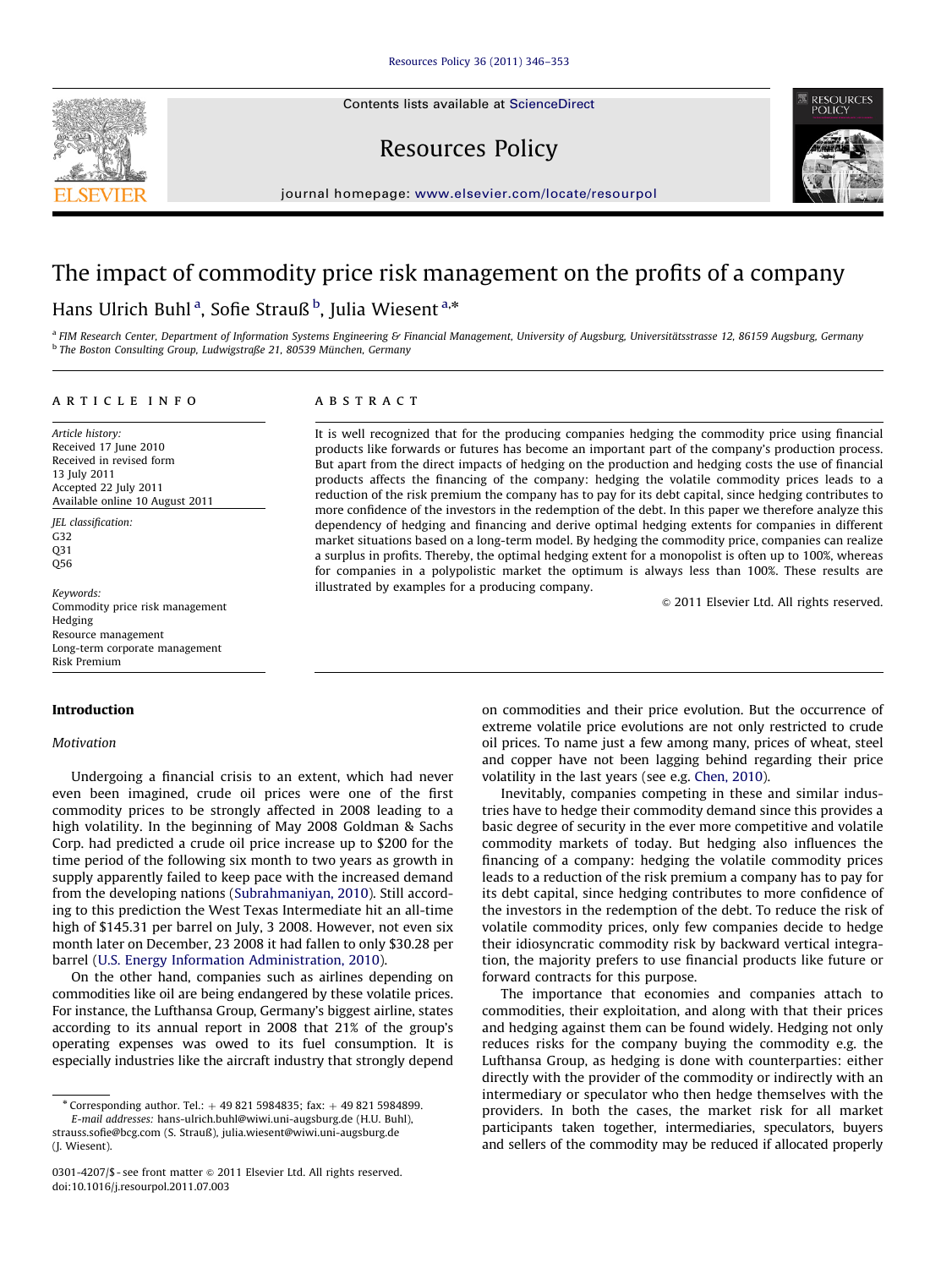# The impact of commodity price risk management on the profits of a company

Hans Ulrich Buhl [a], Sofie Strauß [b], Julia Wiesent [a,*]

[a] FIM Research Center, Department of Information Systems Engineering & Financial Management, University of Augsburg, Universitätsstrasse 12, 86159 Augsburg, Germany
[b] The Boston Consulting Group, Ludwigstraße 21, 80539 München, Germany

**ARTICLE INFO**

*Article history:*
Received 17 June 2010
Received in revised form
13 July 2011
Accepted 22 July 2011
Available online 10 August 2011

*JEL classification:*
G32
Q31
Q56

*Keywords:*
Commodity price risk management
Hedging
Resource management
Long-term corporate management
Risk Premium

**ABSTRACT**

It is well recognized that for the producing companies hedging the commodity price using financial products like forwards or futures has become an important part of the company's production process. But apart from the direct impacts of hedging on the production and hedging costs the use of financial products affects the financing of the company: hedging the volatile commodity prices leads to a reduction of the risk premium the company has to pay for its debt capital, since hedging contributes to more confidence of the investors in the redemption of the debt. In this paper we therefore analyze this dependency of hedging and financing and derive optimal hedging extents for companies in different market situations based on a long-term model. By hedging the commodity price, companies can realize a surplus in profits. Thereby, the optimal hedging extent for a monopolist is often up to 100%, whereas for companies in a polypolistic market the optimum is always less than 100%. These results are illustrated by examples for a producing company.

© 2011 Elsevier Ltd. All rights reserved.

## Introduction

### Motivation

Undergoing a financial crisis to an extent, which had never even been imagined, crude oil prices were one of the first commodity prices to be strongly affected in 2008 leading to a high volatility. In the beginning of May 2008 Goldman & Sachs Corp. had predicted a crude oil price increase up to $200 for the time period of the following six month to two years as growth in supply apparently failed to keep pace with the increased demand from the developing nations (Subrahmaniyan, 2010). Still according to this prediction the West Texas Intermediate hit an all-time high of $145.31 per barrel on July, 3 2008. However, not even six month later on December, 23 2008 it had fallen to only $30.28 per barrel (U.S. Energy Information Administration, 2010).

On the other hand, companies such as airlines depending on commodities like oil are being endangered by these volatile prices. For instance, the Lufthansa Group, Germany's biggest airline, states according to its annual report in 2008 that 21% of the group's operating expenses was owed to its fuel consumption. It is especially industries like the aircraft industry that strongly depend on commodities and their price evolution. But the occurrence of extreme volatile price evolutions are not only restricted to crude oil prices. To name just a few among many, prices of wheat, steel and copper have not been lagging behind regarding their price volatility in the last years (see e.g. Chen, 2010).

Inevitably, companies competing in these and similar industries have to hedge their commodity demand since this provides a basic degree of security in the ever more competitive and volatile commodity markets of today. But hedging also influences the financing of a company: hedging the volatile commodity prices leads to a reduction of the risk premium a company has to pay for its debt capital, since hedging contributes to more confidence of the investors in the redemption of the debt. To reduce the risk of volatile commodity prices, only few companies decide to hedge their idiosyncratic commodity risk by backward vertical integration, the majority prefers to use financial products like future or forward contracts for this purpose.

The importance that economies and companies attach to commodities, their exploitation, and along with that their prices and hedging against them can be found widely. Hedging not only reduces risks for the company buying the commodity e.g. the Lufthansa Group, as hedging is done with counterparties: either directly with the provider of the commodity or indirectly with an intermediary or speculator who then hedge themselves with the providers. In both the cases, the market risk for all market participants taken together, intermediaries, speculators, buyers and sellers of the commodity may be reduced if allocated properly

* Corresponding author. Tel.: + 49 821 5984835; fax: + 49 821 5984899.
E-mail addresses: hans-ulrich.buhl@wiwi.uni-augsburg.de (H.U. Buhl), strauss.sofie@bcg.com (S. Strauß), julia.wiesent@wiwi.uni-augsburg.de (J. Wiesent).

0301-4207/$ - see front matter © 2011 Elsevier Ltd. All rights reserved.
doi:10.1016/j.resourpol.2011.07.003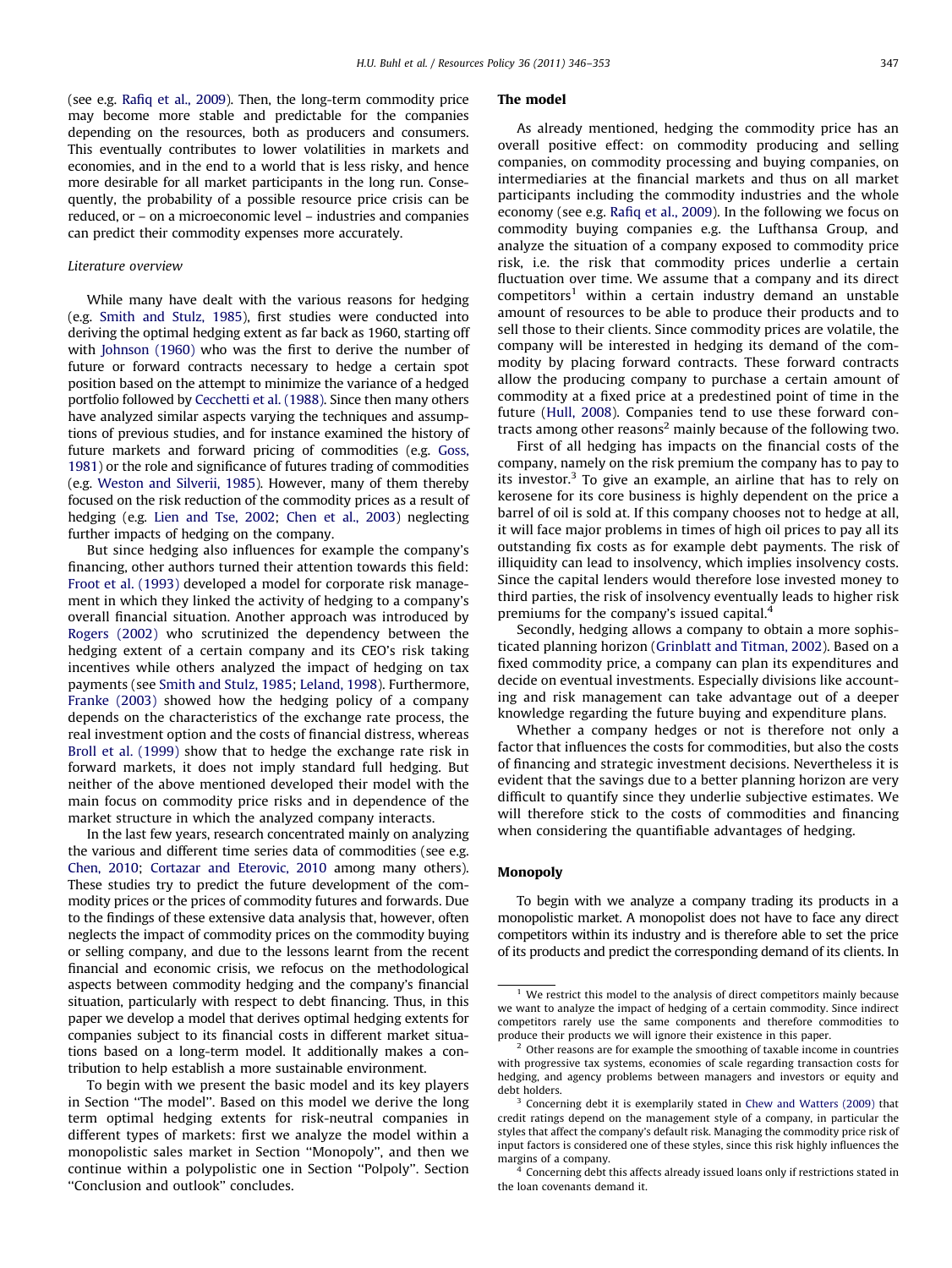(see e.g. Rafiq et al., 2009). Then, the long-term commodity price may become more stable and predictable for the companies depending on the resources, both as producers and consumers. This eventually contributes to lower volatilities in markets and economies, and in the end to a world that is less risky, and hence more desirable for all market participants in the long run. Consequently, the probability of a possible resource price crisis can be reduced, or – on a microeconomic level – industries and companies can predict their commodity expenses more accurately.

### Literature overview

While many have dealt with the various reasons for hedging (e.g. Smith and Stulz, 1985), first studies were conducted into deriving the optimal hedging extent as far back as 1960, starting off with Johnson (1960) who was the first to derive the number of future or forward contracts necessary to hedge a certain spot position based on the attempt to minimize the variance of a hedged portfolio followed by Cecchetti et al. (1988). Since then many others have analyzed similar aspects varying the techniques and assumptions of previous studies, and for instance examined the history of future markets and forward pricing of commodities (e.g. Goss, 1981) or the role and significance of futures trading of commodities (e.g. Weston and Silverii, 1985). However, many of them thereby focused on the risk reduction of the commodity prices as a result of hedging (e.g. Lien and Tse, 2002; Chen et al., 2003) neglecting further impacts of hedging on the company.

But since hedging also influences for example the company's financing, other authors turned their attention towards this field: Froot et al. (1993) developed a model for corporate risk management in which they linked the activity of hedging to a company's overall financial situation. Another approach was introduced by Rogers (2002) who scrutinized the dependency between the hedging extent of a certain company and its CEO's risk taking incentives while others analyzed the impact of hedging on tax payments (see Smith and Stulz, 1985; Leland, 1998). Furthermore, Franke (2003) showed how the hedging policy of a company depends on the characteristics of the exchange rate process, the real investment option and the costs of financial distress, whereas Broll et al. (1999) show that to hedge the exchange rate risk in forward markets, it does not imply standard full hedging. But neither of the above mentioned developed their model with the main focus on commodity price risks and in dependence of the market structure in which the analyzed company interacts.

In the last few years, research concentrated mainly on analyzing the various and different time series data of commodities (see e.g. Chen, 2010; Cortazar and Eterovic, 2010 among many others). These studies try to predict the future development of the commodity prices or the prices of commodity futures and forwards. Due to the findings of these extensive data analysis that, however, often neglects the impact of commodity prices on the commodity buying or selling company, and due to the lessons learnt from the recent financial and economic crisis, we refocus on the methodological aspects between commodity hedging and the company's financial situation, particularly with respect to debt financing. Thus, in this paper we develop a model that derives optimal hedging extents for companies subject to its financial costs in different market situations based on a long-term model. It additionally makes a contribution to help establish a more sustainable environment.

To begin with we present the basic model and its key players in Section ''The model''. Based on this model we derive the long term optimal hedging extents for risk-neutral companies in different types of markets: first we analyze the model within a monopolistic sales market in Section ''Monopoly'', and then we continue within a polypolistic one in Section ''Polpoly''. Section ''Conclusion and outlook'' concludes.

## The model

As already mentioned, hedging the commodity price has an overall positive effect: on commodity producing and selling companies, on commodity processing and buying companies, on intermediaries at the financial markets and thus on all market participants including the commodity industries and the whole economy (see e.g. Rafiq et al., 2009). In the following we focus on commodity buying companies e.g. the Lufthansa Group, and analyze the situation of a company exposed to commodity price risk, i.e. the risk that commodity prices underlie a certain fluctuation over time. We assume that a company and its direct competitors[1] within a certain industry demand an unstable amount of resources to be able to produce their products and to sell those to their clients. Since commodity prices are volatile, the company will be interested in hedging its demand of the commodity by placing forward contracts. These forward contracts allow the producing company to purchase a certain amount of commodity at a fixed price at a predestined point of time in the future (Hull, 2008). Companies tend to use these forward contracts among other reasons[2] mainly because of the following two.

First of all hedging has impacts on the financial costs of the company, namely on the risk premium the company has to pay to its investor.[3] To give an example, an airline that has to rely on kerosene for its core business is highly dependent on the price a barrel of oil is sold at. If this company chooses not to hedge at all, it will face major problems in times of high oil prices to pay all its outstanding fix costs as for example debt payments. The risk of illiquidity can lead to insolvency, which implies insolvency costs. Since the capital lenders would therefore lose invested money to third parties, the risk of insolvency eventually leads to higher risk premiums for the company's issued capital.[4]

Secondly, hedging allows a company to obtain a more sophisticated planning horizon (Grinblatt and Titman, 2002). Based on a fixed commodity price, a company can plan its expenditures and decide on eventual investments. Especially divisions like accounting and risk management can take advantage out of a deeper knowledge regarding the future buying and expenditure plans.

Whether a company hedges or not is therefore not only a factor that influences the costs for commodities, but also the costs of financing and strategic investment decisions. Nevertheless it is evident that the savings due to a better planning horizon are very difficult to quantify since they underlie subjective estimates. We will therefore stick to the costs of commodities and financing when considering the quantifiable advantages of hedging.

## Monopoly

To begin with we analyze a company trading its products in a monopolistic market. A monopolist does not have to face any direct competitors within its industry and is therefore able to set the price of its products and predict the corresponding demand of its clients. In

---

[1] We restrict this model to the analysis of direct competitors mainly because we want to analyze the impact of hedging of a certain commodity. Since indirect competitors rarely use the same components and therefore commodities to produce their products we will ignore their existence in this paper.

[2] Other reasons are for example the smoothing of taxable income in countries with progressive tax systems, economies of scale regarding transaction costs for hedging, and agency problems between managers and investors or equity and debt holders.

[3] Concerning debt it is exemplarily stated in Chew and Watters (2009) that credit ratings depend on the management style of a company, in particular the styles that affect the company's default risk. Managing the commodity price risk of input factors is considered one of these styles, since this risk highly influences the margins of a company.

[4] Concerning debt this affects already issued loans only if restrictions stated in the loan covenants demand it.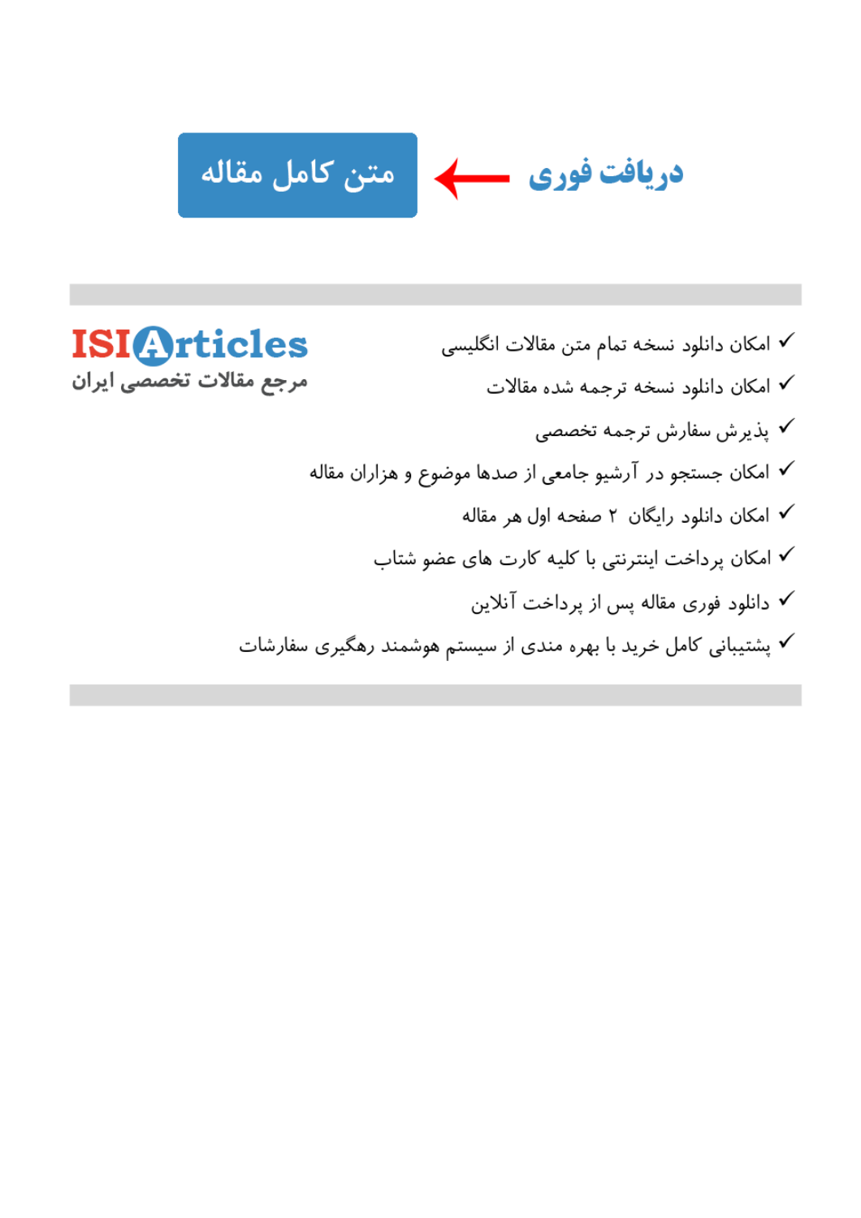دریافت فوری ← متن کامل مقاله

**ISIArticles**
مرجع مقالات تخصصی ایران

- ✓ امکان دانلود نسخه تمام متن مقالات انگلیسی
- ✓ امکان دانلود نسخه ترجمه شده مقالات
- ✓ پذیرش سفارش ترجمه تخصصی
- ✓ امکان جستجو در آرشیو جامعی از صدها موضوع و هزاران مقاله
- ✓ امکان دانلود رایگان ۲ صفحه اول هر مقاله
- ✓ امکان پرداخت اینترنتی با کلیه کارت های عضو شتاب
- ✓ دانلود فوری مقاله پس از پرداخت آنلاین
- ✓ پشتیبانی کامل خرید با بهره مندی از سیستم هوشمند رهگیری سفارشات